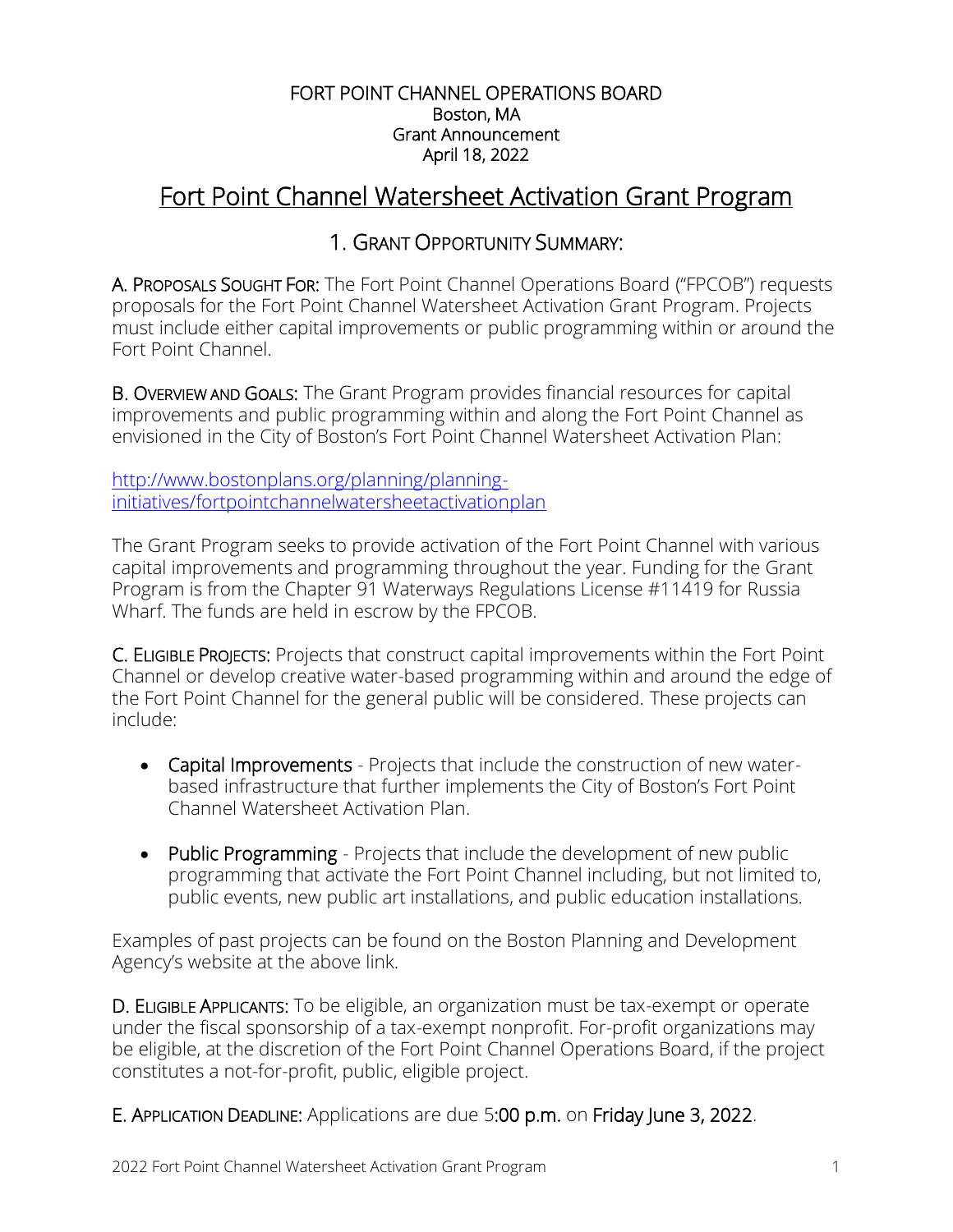FORT POINT CHANNEL OPERATIONS BOARD
Boston, MA
Grant Announcement
April 18, 2022

# Fort Point Channel Watersheet Activation Grant Program

## 1. Grant Opportunity Summary:

**A. Proposals Sought For:** The Fort Point Channel Operations Board ("FPCOB") requests proposals for the Fort Point Channel Watersheet Activation Grant Program. Projects must include either capital improvements or public programming within or around the Fort Point Channel.

**B. Overview and Goals:** The Grant Program provides financial resources for capital improvements and public programming within and along the Fort Point Channel as envisioned in the City of Boston's Fort Point Channel Watersheet Activation Plan:

[http://www.bostonplans.org/planning/planning-initiatives/fortpointchannelwatersheetactivationplan](http://www.bostonplans.org/planning/planning-initiatives/fortpointchannelwatersheetactivationplan)

The Grant Program seeks to provide activation of the Fort Point Channel with various capital improvements and programming throughout the year. Funding for the Grant Program is from the Chapter 91 Waterways Regulations License #11419 for Russia Wharf. The funds are held in escrow by the FPCOB.

**C. Eligible Projects:** Projects that construct capital improvements within the Fort Point Channel or develop creative water-based programming within and around the edge of the Fort Point Channel for the general public will be considered. These projects can include:

- Capital Improvements - Projects that include the construction of new water-based infrastructure that further implements the City of Boston's Fort Point Channel Watersheet Activation Plan.

- Public Programming - Projects that include the development of new public programming that activate the Fort Point Channel including, but not limited to, public events, new public art installations, and public education installations.

Examples of past projects can be found on the Boston Planning and Development Agency's website at the above link.

**D. Eligible Applicants:** To be eligible, an organization must be tax-exempt or operate under the fiscal sponsorship of a tax-exempt nonprofit. For-profit organizations may be eligible, at the discretion of the Fort Point Channel Operations Board, if the project constitutes a not-for-profit, public, eligible project.

**E. Application Deadline:** Applications are due 5:00 p.m. on Friday June 3, 2022.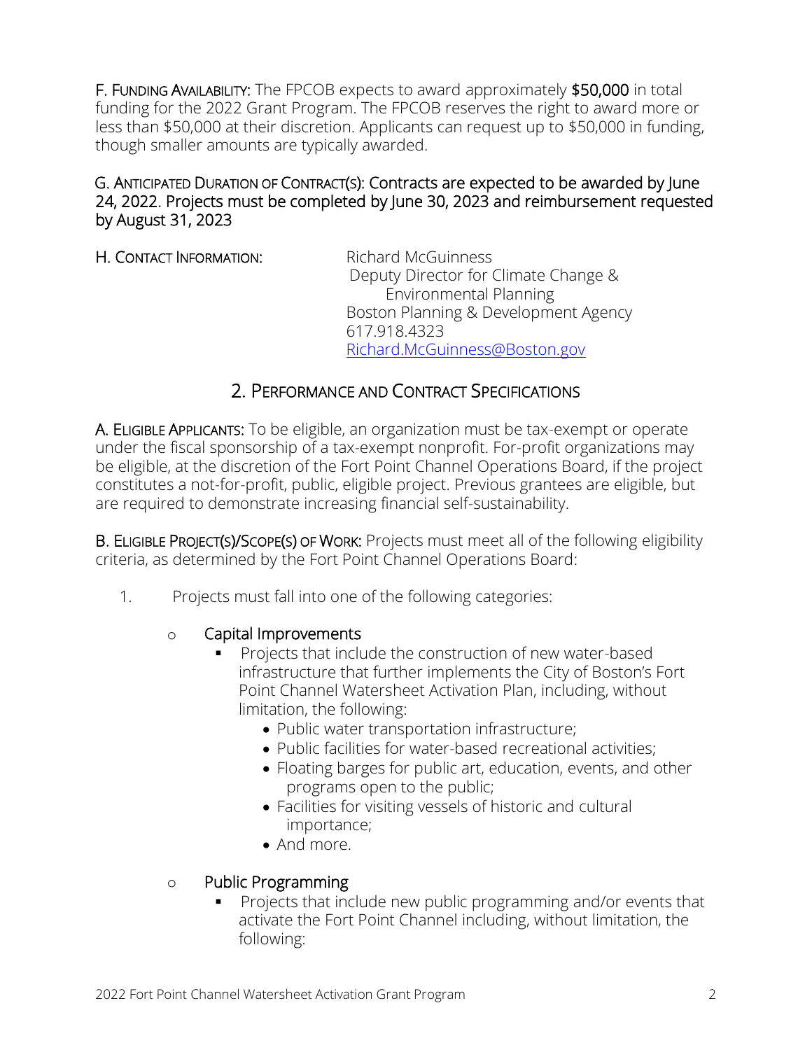**F. FUNDING AVAILABILITY:** The FPCOB expects to award approximately **$50,000** in total funding for the 2022 Grant Program. The FPCOB reserves the right to award more or less than $50,000 at their discretion. Applicants can request up to $50,000 in funding, though smaller amounts are typically awarded.

**G. ANTICIPATED DURATION OF CONTRACT(S): Contracts are expected to be awarded by June 24, 2022. Projects must be completed by June 30, 2023 and reimbursement requested by August 31, 2023**

**H. CONTACT INFORMATION:**

Richard McGuinness
Deputy Director for Climate Change & Environmental Planning
Boston Planning & Development Agency
617.918.4323
Richard.McGuinness@Boston.gov

## 2. PERFORMANCE AND CONTRACT SPECIFICATIONS

**A. ELIGIBLE APPLICANTS:** To be eligible, an organization must be tax-exempt or operate under the fiscal sponsorship of a tax-exempt nonprofit. For-profit organizations may be eligible, at the discretion of the Fort Point Channel Operations Board, if the project constitutes a not-for-profit, public, eligible project. Previous grantees are eligible, but are required to demonstrate increasing financial self-sustainability.

**B. ELIGIBLE PROJECT(S)/SCOPE(S) OF WORK:** Projects must meet all of the following eligibility criteria, as determined by the Fort Point Channel Operations Board:

1. Projects must fall into one of the following categories:

   - **Capital Improvements**
     - Projects that include the construction of new water-based infrastructure that further implements the City of Boston's Fort Point Channel Watersheet Activation Plan, including, without limitation, the following:
       - Public water transportation infrastructure;
       - Public facilities for water-based recreational activities;
       - Floating barges for public art, education, events, and other programs open to the public;
       - Facilities for visiting vessels of historic and cultural importance;
       - And more.

   - **Public Programming**
     - Projects that include new public programming and/or events that activate the Fort Point Channel including, without limitation, the following: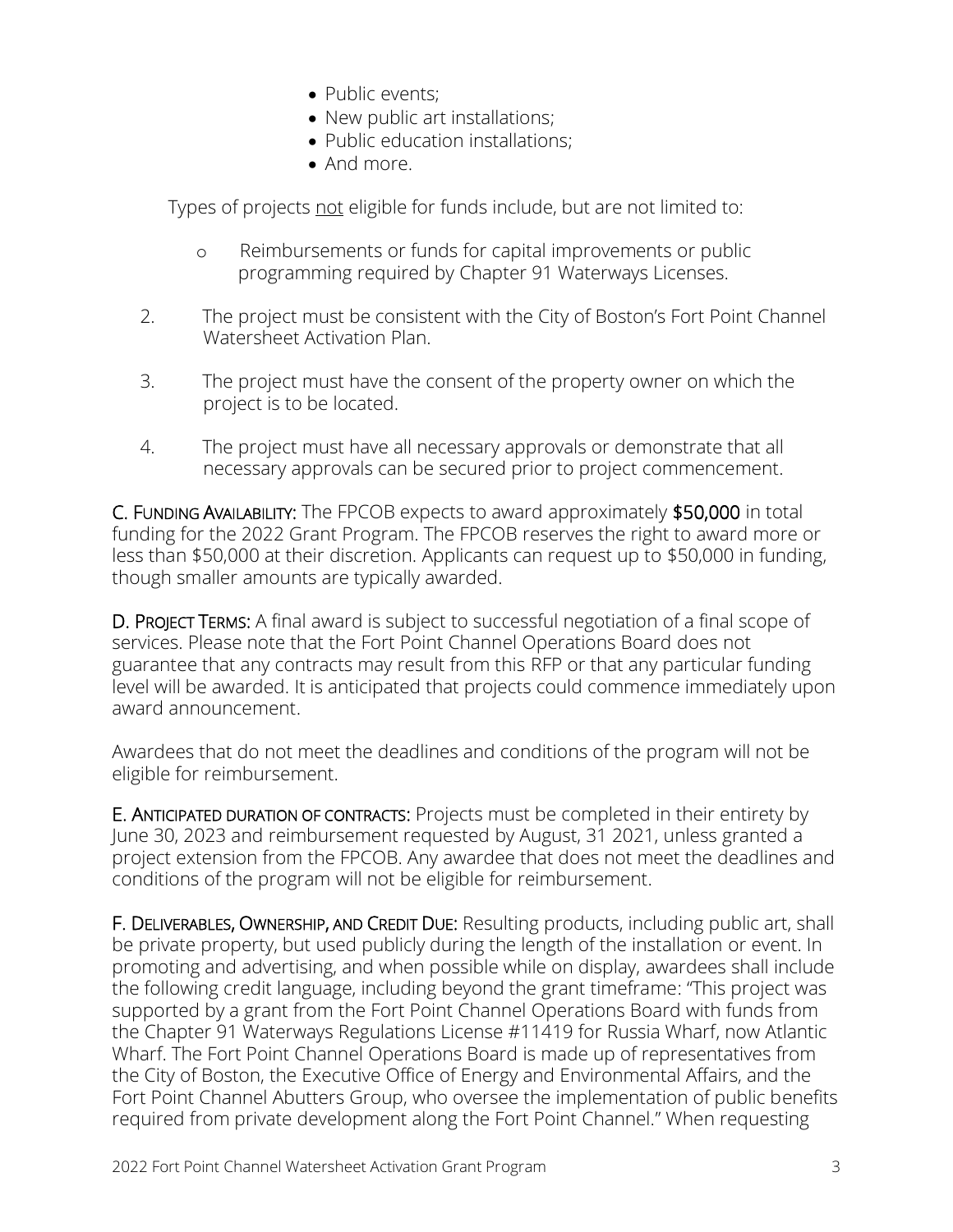- Public events;
- New public art installations;
- Public education installations;
- And more.

Types of projects not eligible for funds include, but are not limited to:

- o Reimbursements or funds for capital improvements or public programming required by Chapter 91 Waterways Licenses.

2. The project must be consistent with the City of Boston's Fort Point Channel Watersheet Activation Plan.

3. The project must have the consent of the property owner on which the project is to be located.

4. The project must have all necessary approvals or demonstrate that all necessary approvals can be secured prior to project commencement.

**C. Funding Availability:** The FPCOB expects to award approximately **$50,000** in total funding for the 2022 Grant Program. The FPCOB reserves the right to award more or less than $50,000 at their discretion. Applicants can request up to $50,000 in funding, though smaller amounts are typically awarded.

**D. Project Terms:** A final award is subject to successful negotiation of a final scope of services. Please note that the Fort Point Channel Operations Board does not guarantee that any contracts may result from this RFP or that any particular funding level will be awarded. It is anticipated that projects could commence immediately upon award announcement.

Awardees that do not meet the deadlines and conditions of the program will not be eligible for reimbursement.

**E. Anticipated duration of contracts:** Projects must be completed in their entirety by June 30, 2023 and reimbursement requested by August, 31 2021, unless granted a project extension from the FPCOB. Any awardee that does not meet the deadlines and conditions of the program will not be eligible for reimbursement.

**F. Deliverables, Ownership, and Credit Due:** Resulting products, including public art, shall be private property, but used publicly during the length of the installation or event. In promoting and advertising, and when possible while on display, awardees shall include the following credit language, including beyond the grant timeframe: "This project was supported by a grant from the Fort Point Channel Operations Board with funds from the Chapter 91 Waterways Regulations License #11419 for Russia Wharf, now Atlantic Wharf. The Fort Point Channel Operations Board is made up of representatives from the City of Boston, the Executive Office of Energy and Environmental Affairs, and the Fort Point Channel Abutters Group, who oversee the implementation of public benefits required from private development along the Fort Point Channel." When requesting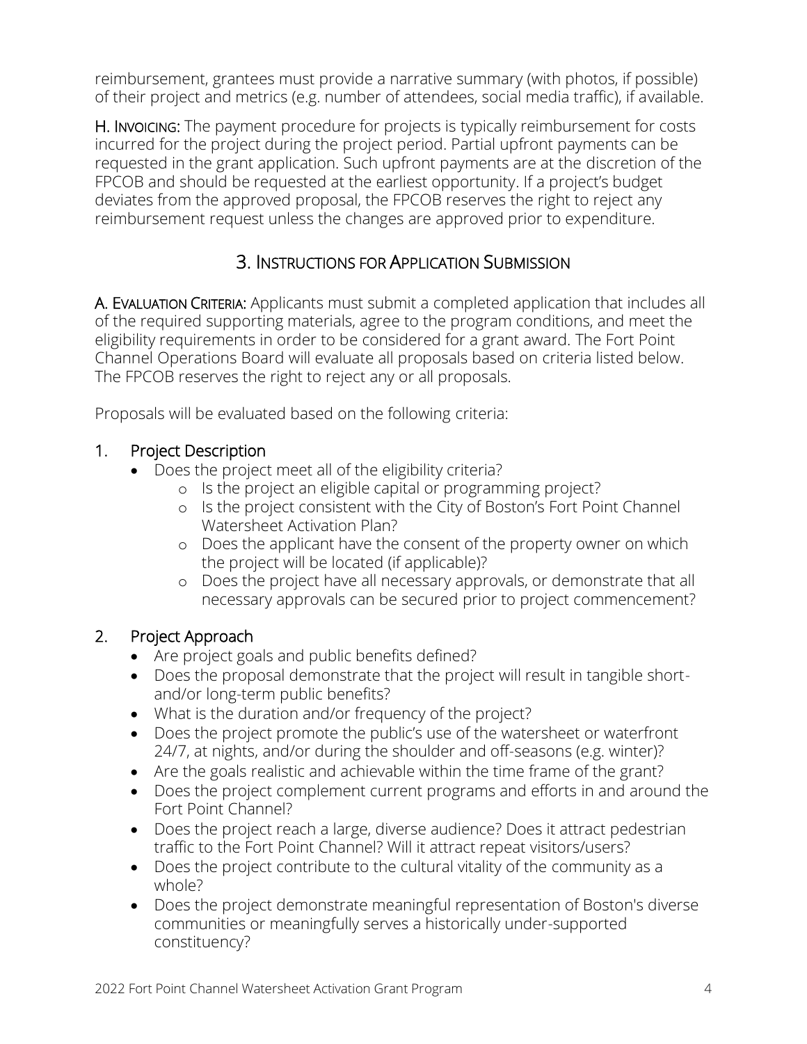reimbursement, grantees must provide a narrative summary (with photos, if possible) of their project and metrics (e.g. number of attendees, social media traffic), if available.

**H. Invoicing:** The payment procedure for projects is typically reimbursement for costs incurred for the project during the project period. Partial upfront payments can be requested in the grant application. Such upfront payments are at the discretion of the FPCOB and should be requested at the earliest opportunity. If a project's budget deviates from the approved proposal, the FPCOB reserves the right to reject any reimbursement request unless the changes are approved prior to expenditure.

## 3. Instructions for Application Submission

**A. Evaluation Criteria:** Applicants must submit a completed application that includes all of the required supporting materials, agree to the program conditions, and meet the eligibility requirements in order to be considered for a grant award. The Fort Point Channel Operations Board will evaluate all proposals based on criteria listed below. The FPCOB reserves the right to reject any or all proposals.

Proposals will be evaluated based on the following criteria:

### 1. Project Description

- Does the project meet all of the eligibility criteria?
  - Is the project an eligible capital or programming project?
  - Is the project consistent with the City of Boston's Fort Point Channel Watersheet Activation Plan?
  - Does the applicant have the consent of the property owner on which the project will be located (if applicable)?
  - Does the project have all necessary approvals, or demonstrate that all necessary approvals can be secured prior to project commencement?

### 2. Project Approach

- Are project goals and public benefits defined?
- Does the proposal demonstrate that the project will result in tangible short- and/or long-term public benefits?
- What is the duration and/or frequency of the project?
- Does the project promote the public's use of the watersheet or waterfront 24/7, at nights, and/or during the shoulder and off-seasons (e.g. winter)?
- Are the goals realistic and achievable within the time frame of the grant?
- Does the project complement current programs and efforts in and around the Fort Point Channel?
- Does the project reach a large, diverse audience? Does it attract pedestrian traffic to the Fort Point Channel? Will it attract repeat visitors/users?
- Does the project contribute to the cultural vitality of the community as a whole?
- Does the project demonstrate meaningful representation of Boston's diverse communities or meaningfully serves a historically under-supported constituency?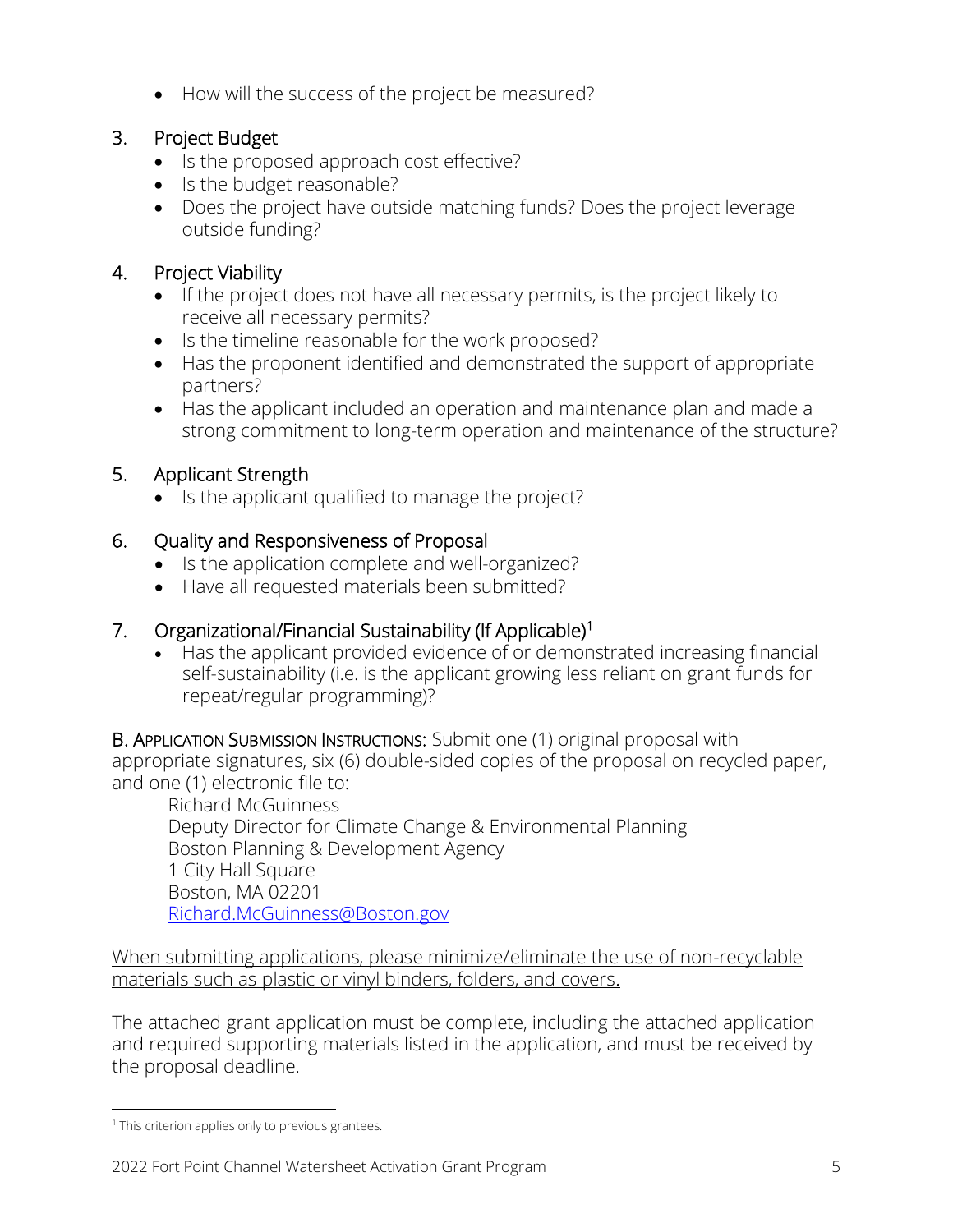- How will the success of the project be measured?

3. Project Budget
   - Is the proposed approach cost effective?
   - Is the budget reasonable?
   - Does the project have outside matching funds? Does the project leverage outside funding?

4. Project Viability
   - If the project does not have all necessary permits, is the project likely to receive all necessary permits?
   - Is the timeline reasonable for the work proposed?
   - Has the proponent identified and demonstrated the support of appropriate partners?
   - Has the applicant included an operation and maintenance plan and made a strong commitment to long-term operation and maintenance of the structure?

5. Applicant Strength
   - Is the applicant qualified to manage the project?

6. Quality and Responsiveness of Proposal
   - Is the application complete and well-organized?
   - Have all requested materials been submitted?

7. Organizational/Financial Sustainability (If Applicable)[1]
   - Has the applicant provided evidence of or demonstrated increasing financial self-sustainability (i.e. is the applicant growing less reliant on grant funds for repeat/regular programming)?

**B. Application Submission Instructions:** Submit one (1) original proposal with appropriate signatures, six (6) double-sided copies of the proposal on recycled paper, and one (1) electronic file to:

Richard McGuinness
Deputy Director for Climate Change & Environmental Planning
Boston Planning & Development Agency
1 City Hall Square
Boston, MA 02201
Richard.McGuinness@Boston.gov

<u>When submitting applications, please minimize/eliminate the use of non-recyclable materials such as plastic or vinyl binders, folders, and covers.</u>

The attached grant application must be complete, including the attached application and required supporting materials listed in the application, and must be received by the proposal deadline.

[1] This criterion applies only to previous grantees.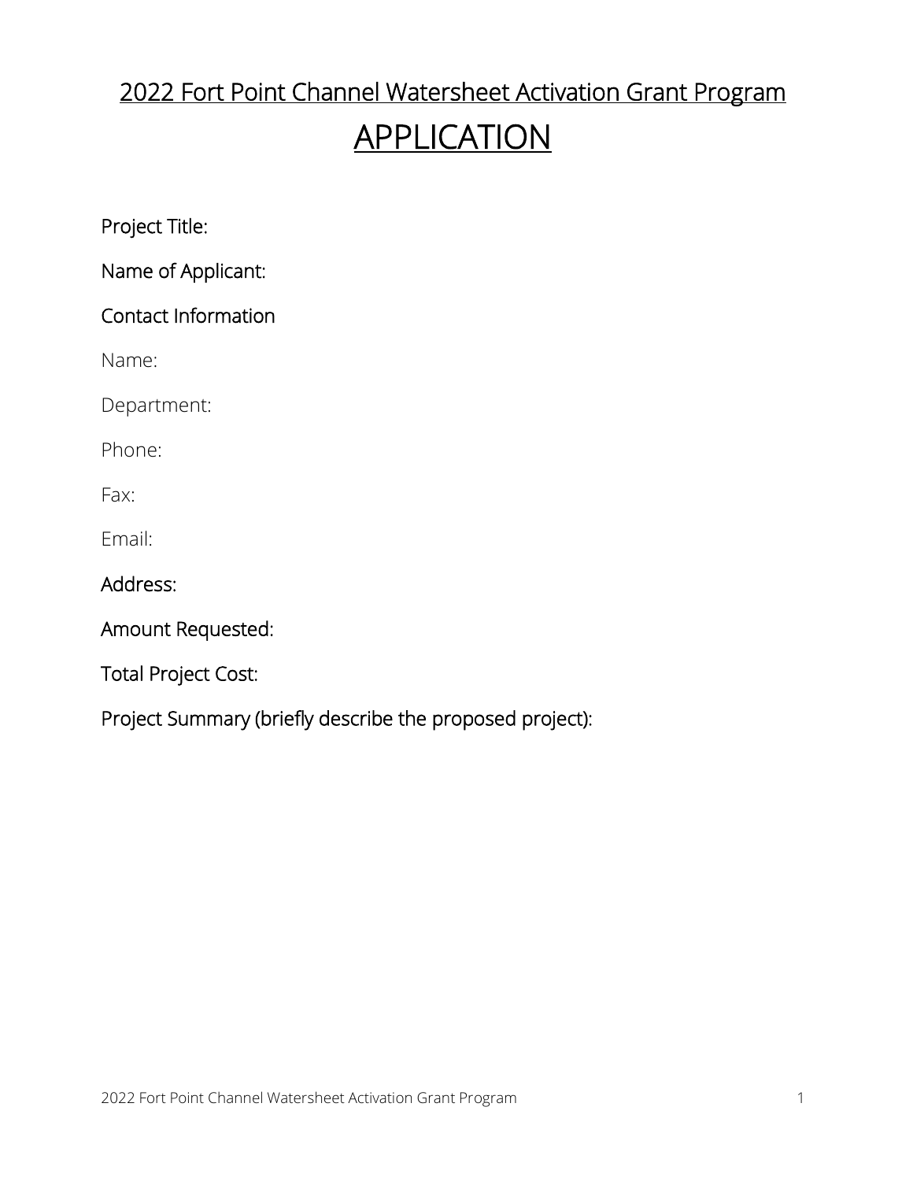# 2022 Fort Point Channel Watersheet Activation Grant Program

# APPLICATION

Project Title:

Name of Applicant:

Contact Information

Name:

Department:

Phone:

Fax:

Email:

Address:

Amount Requested:

Total Project Cost:

Project Summary (briefly describe the proposed project):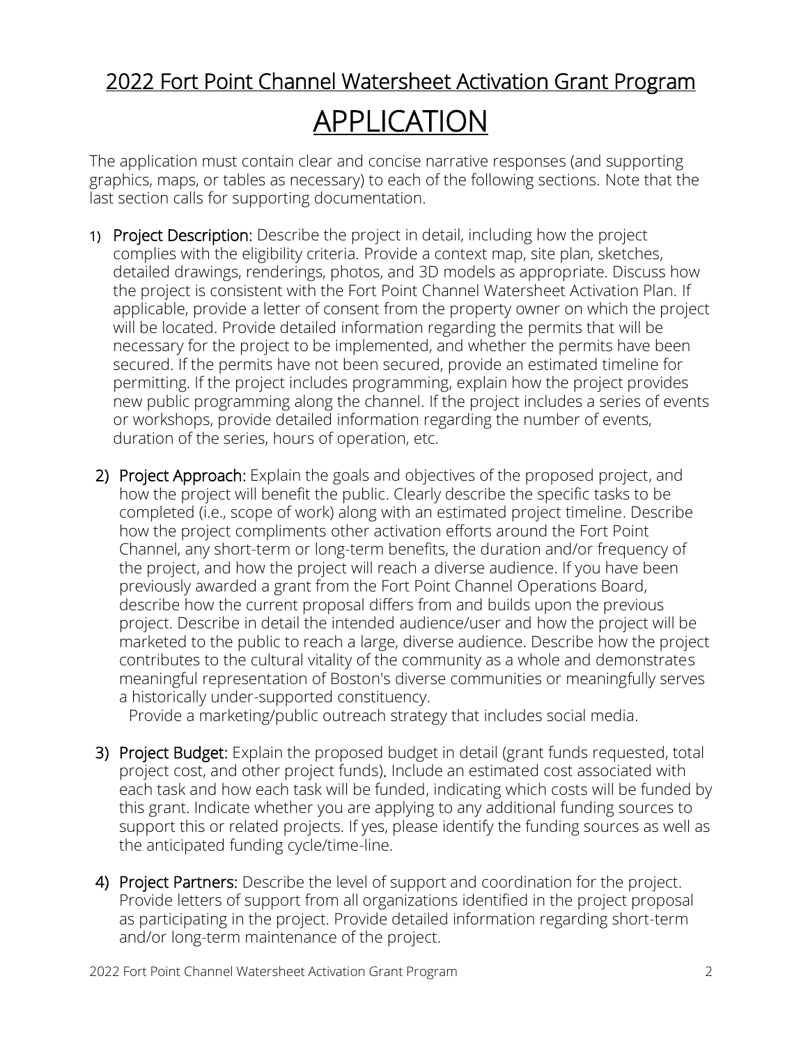# 2022 Fort Point Channel Watersheet Activation Grant Program

# APPLICATION

The application must contain clear and concise narrative responses (and supporting graphics, maps, or tables as necessary) to each of the following sections. Note that the last section calls for supporting documentation.

1) **Project Description:** Describe the project in detail, including how the project complies with the eligibility criteria. Provide a context map, site plan, sketches, detailed drawings, renderings, photos, and 3D models as appropriate. Discuss how the project is consistent with the Fort Point Channel Watersheet Activation Plan. If applicable, provide a letter of consent from the property owner on which the project will be located. Provide detailed information regarding the permits that will be necessary for the project to be implemented, and whether the permits have been secured. If the permits have not been secured, provide an estimated timeline for permitting. If the project includes programming, explain how the project provides new public programming along the channel. If the project includes a series of events or workshops, provide detailed information regarding the number of events, duration of the series, hours of operation, etc.

2) **Project Approach:** Explain the goals and objectives of the proposed project, and how the project will benefit the public. Clearly describe the specific tasks to be completed (i.e., scope of work) along with an estimated project timeline. Describe how the project compliments other activation efforts around the Fort Point Channel, any short-term or long-term benefits, the duration and/or frequency of the project, and how the project will reach a diverse audience. If you have been previously awarded a grant from the Fort Point Channel Operations Board, describe how the current proposal differs from and builds upon the previous project. Describe in detail the intended audience/user and how the project will be marketed to the public to reach a large, diverse audience. Describe how the project contributes to the cultural vitality of the community as a whole and demonstrates meaningful representation of Boston's diverse communities or meaningfully serves a historically under-supported constituency.

   Provide a marketing/public outreach strategy that includes social media.

3) **Project Budget:** Explain the proposed budget in detail (grant funds requested, total project cost, and other project funds). Include an estimated cost associated with each task and how each task will be funded, indicating which costs will be funded by this grant. Indicate whether you are applying to any additional funding sources to support this or related projects. If yes, please identify the funding sources as well as the anticipated funding cycle/time-line.

4) **Project Partners:** Describe the level of support and coordination for the project. Provide letters of support from all organizations identified in the project proposal as participating in the project. Provide detailed information regarding short-term and/or long-term maintenance of the project.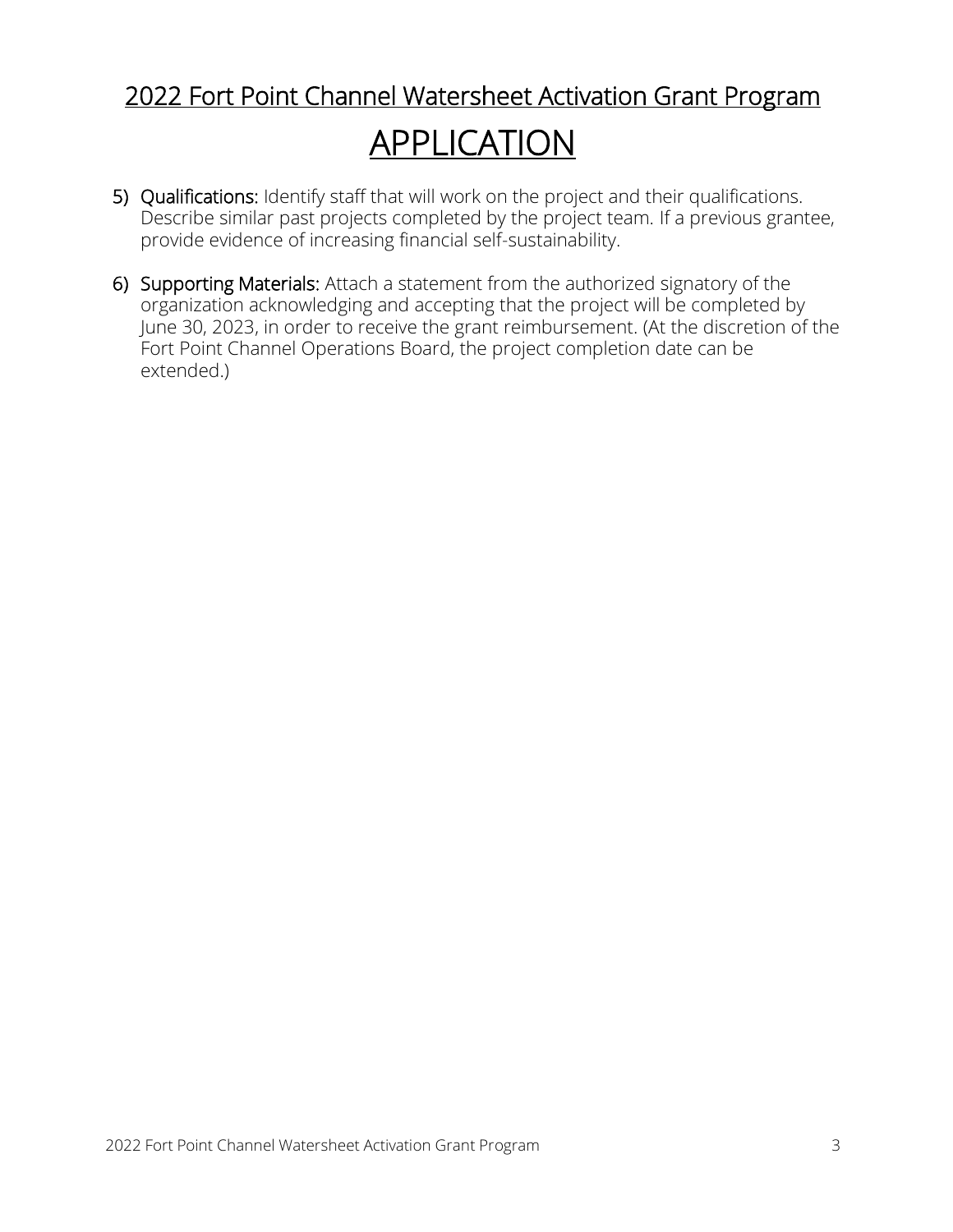## 2022 Fort Point Channel Watersheet Activation Grant Program

# APPLICATION

5) **Qualifications:** Identify staff that will work on the project and their qualifications. Describe similar past projects completed by the project team. If a previous grantee, provide evidence of increasing financial self-sustainability.

6) **Supporting Materials:** Attach a statement from the authorized signatory of the organization acknowledging and accepting that the project will be completed by June 30, 2023, in order to receive the grant reimbursement. (At the discretion of the Fort Point Channel Operations Board, the project completion date can be extended.)